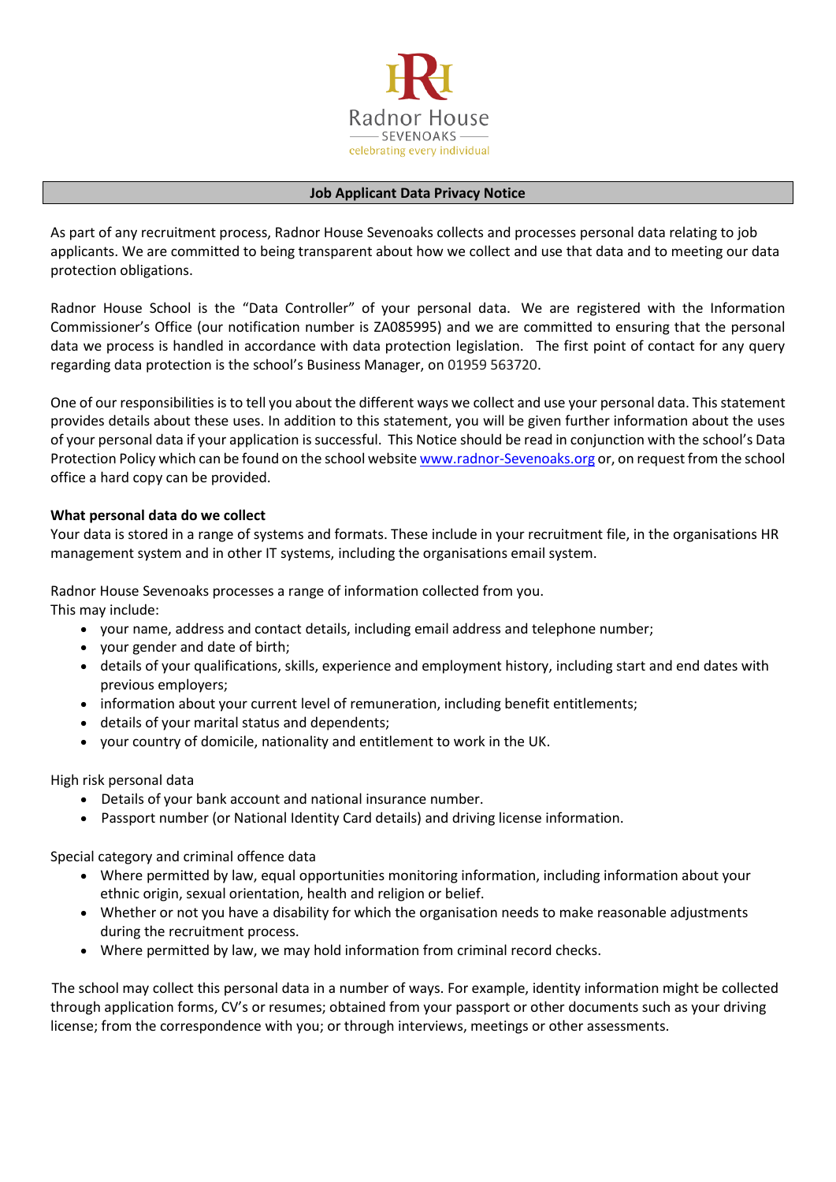Radnor House
SEVENOAKS
celebrating every individual

## Job Applicant Data Privacy Notice

As part of any recruitment process, Radnor House Sevenoaks collects and processes personal data relating to job applicants. We are committed to being transparent about how we collect and use that data and to meeting our data protection obligations.

Radnor House School is the "Data Controller" of your personal data. We are registered with the Information Commissioner's Office (our notification number is ZA085995) and we are committed to ensuring that the personal data we process is handled in accordance with data protection legislation. The first point of contact for any query regarding data protection is the school's Business Manager, on 01959 563720.

One of our responsibilities is to tell you about the different ways we collect and use your personal data. This statement provides details about these uses. In addition to this statement, you will be given further information about the uses of your personal data if your application is successful. This Notice should be read in conjunction with the school's Data Protection Policy which can be found on the school website www.radnor-Sevenoaks.org or, on request from the school office a hard copy can be provided.

**What personal data do we collect**

Your data is stored in a range of systems and formats. These include in your recruitment file, in the organisations HR management system and in other IT systems, including the organisations email system.

Radnor House Sevenoaks processes a range of information collected from you.
This may include:

- your name, address and contact details, including email address and telephone number;
- your gender and date of birth;
- details of your qualifications, skills, experience and employment history, including start and end dates with previous employers;
- information about your current level of remuneration, including benefit entitlements;
- details of your marital status and dependents;
- your country of domicile, nationality and entitlement to work in the UK.

High risk personal data

- Details of your bank account and national insurance number.
- Passport number (or National Identity Card details) and driving license information.

Special category and criminal offence data

- Where permitted by law, equal opportunities monitoring information, including information about your ethnic origin, sexual orientation, health and religion or belief.
- Whether or not you have a disability for which the organisation needs to make reasonable adjustments during the recruitment process.
- Where permitted by law, we may hold information from criminal record checks.

The school may collect this personal data in a number of ways. For example, identity information might be collected through application forms, CV's or resumes; obtained from your passport or other documents such as your driving license; from the correspondence with you; or through interviews, meetings or other assessments.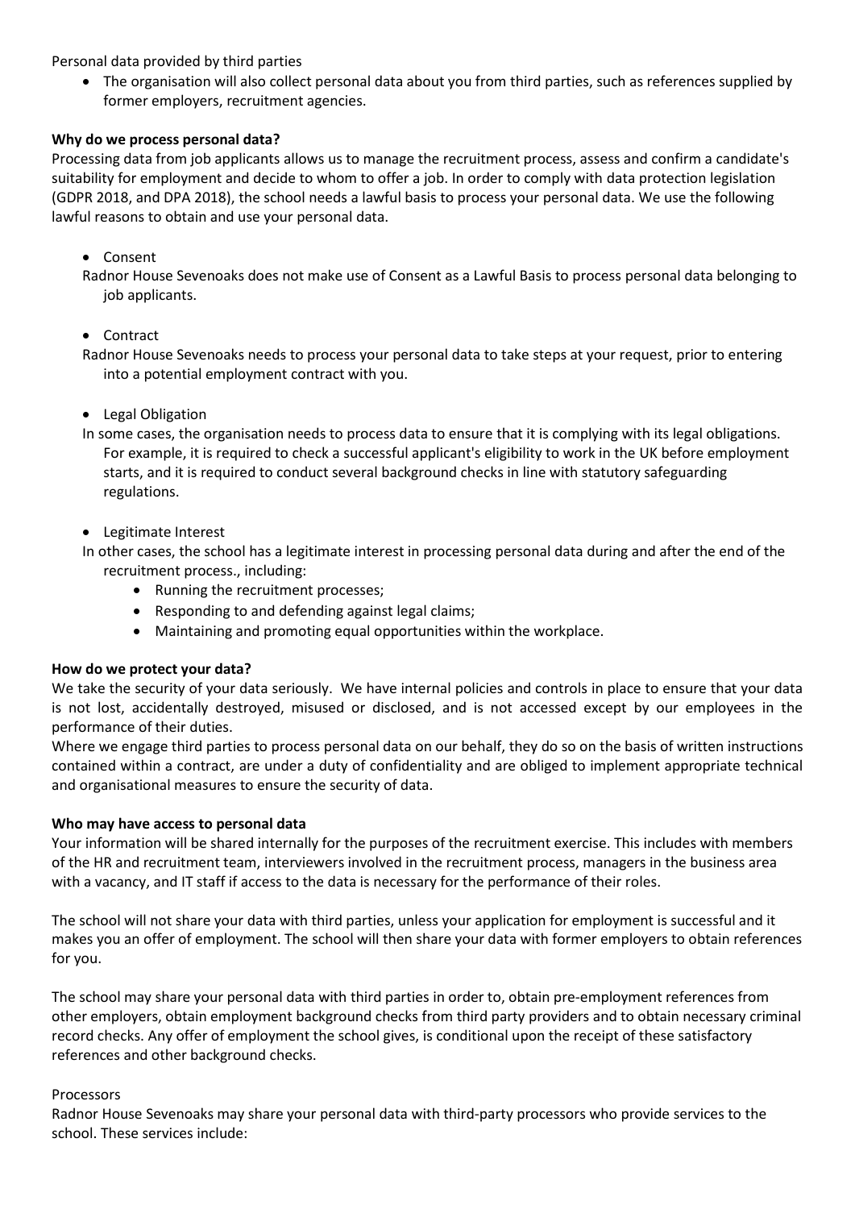Personal data provided by third parties

- The organisation will also collect personal data about you from third parties, such as references supplied by former employers, recruitment agencies.

**Why do we process personal data?**

Processing data from job applicants allows us to manage the recruitment process, assess and confirm a candidate's suitability for employment and decide to whom to offer a job. In order to comply with data protection legislation (GDPR 2018, and DPA 2018), the school needs a lawful basis to process your personal data. We use the following lawful reasons to obtain and use your personal data.

- Consent

Radnor House Sevenoaks does not make use of Consent as a Lawful Basis to process personal data belonging to job applicants.

- Contract

Radnor House Sevenoaks needs to process your personal data to take steps at your request, prior to entering into a potential employment contract with you.

- Legal Obligation

In some cases, the organisation needs to process data to ensure that it is complying with its legal obligations. For example, it is required to check a successful applicant's eligibility to work in the UK before employment starts, and it is required to conduct several background checks in line with statutory safeguarding regulations.

- Legitimate Interest

In other cases, the school has a legitimate interest in processing personal data during and after the end of the recruitment process., including:

- Running the recruitment processes;
- Responding to and defending against legal claims;
- Maintaining and promoting equal opportunities within the workplace.

**How do we protect your data?**

We take the security of your data seriously. We have internal policies and controls in place to ensure that your data is not lost, accidentally destroyed, misused or disclosed, and is not accessed except by our employees in the performance of their duties.

Where we engage third parties to process personal data on our behalf, they do so on the basis of written instructions contained within a contract, are under a duty of confidentiality and are obliged to implement appropriate technical and organisational measures to ensure the security of data.

**Who may have access to personal data**

Your information will be shared internally for the purposes of the recruitment exercise. This includes with members of the HR and recruitment team, interviewers involved in the recruitment process, managers in the business area with a vacancy, and IT staff if access to the data is necessary for the performance of their roles.

The school will not share your data with third parties, unless your application for employment is successful and it makes you an offer of employment. The school will then share your data with former employers to obtain references for you.

The school may share your personal data with third parties in order to, obtain pre-employment references from other employers, obtain employment background checks from third party providers and to obtain necessary criminal record checks. Any offer of employment the school gives, is conditional upon the receipt of these satisfactory references and other background checks.

Processors

Radnor House Sevenoaks may share your personal data with third-party processors who provide services to the school. These services include: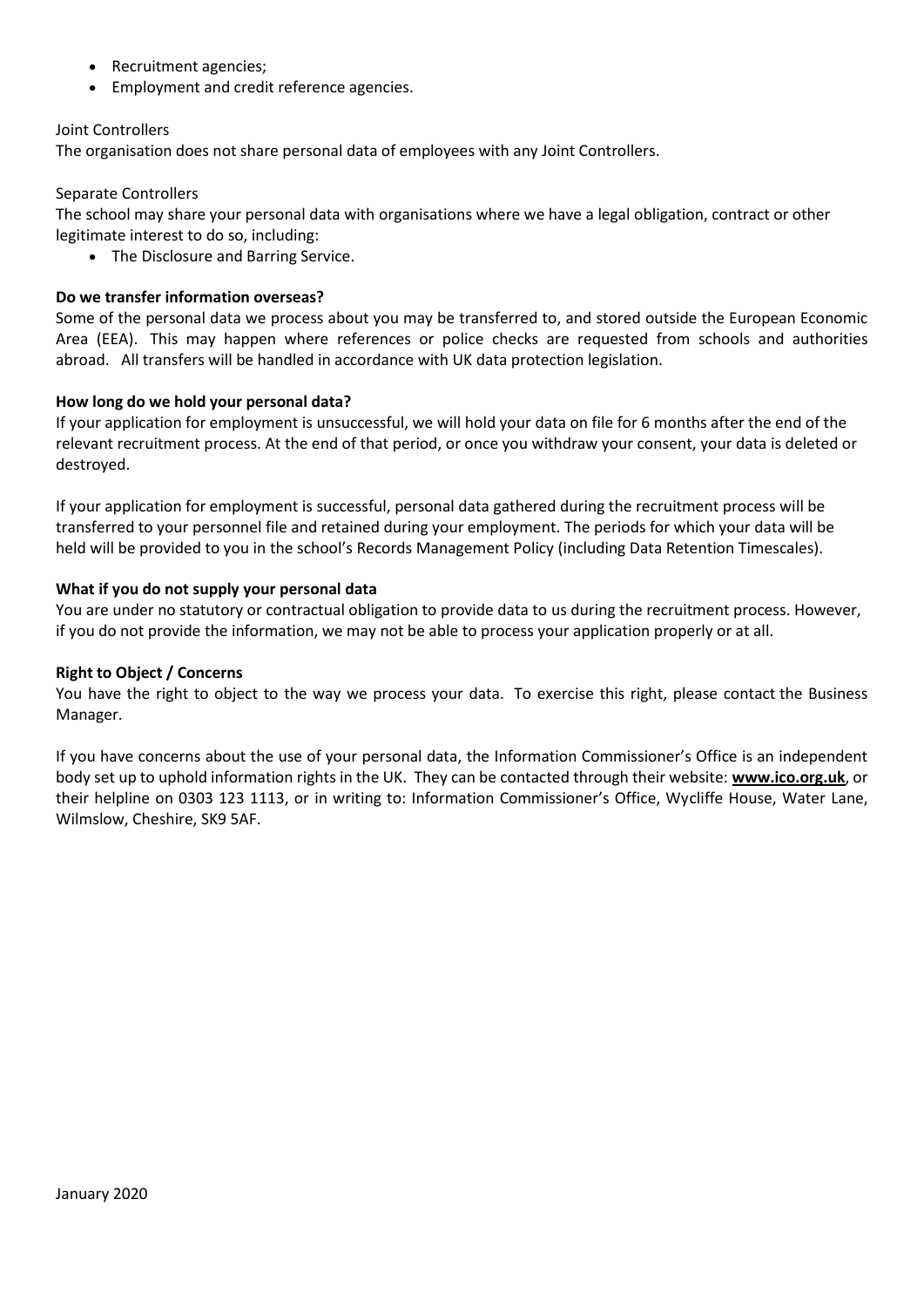- Recruitment agencies;
- Employment and credit reference agencies.

Joint Controllers

The organisation does not share personal data of employees with any Joint Controllers.

Separate Controllers

The school may share your personal data with organisations where we have a legal obligation, contract or other legitimate interest to do so, including:

- The Disclosure and Barring Service.

**Do we transfer information overseas?**

Some of the personal data we process about you may be transferred to, and stored outside the European Economic Area (EEA). This may happen where references or police checks are requested from schools and authorities abroad. All transfers will be handled in accordance with UK data protection legislation.

**How long do we hold your personal data?**

If your application for employment is unsuccessful, we will hold your data on file for 6 months after the end of the relevant recruitment process. At the end of that period, or once you withdraw your consent, your data is deleted or destroyed.

If your application for employment is successful, personal data gathered during the recruitment process will be transferred to your personnel file and retained during your employment. The periods for which your data will be held will be provided to you in the school's Records Management Policy (including Data Retention Timescales).

**What if you do not supply your personal data**

You are under no statutory or contractual obligation to provide data to us during the recruitment process. However, if you do not provide the information, we may not be able to process your application properly or at all.

**Right to Object / Concerns**

You have the right to object to the way we process your data. To exercise this right, please contact the Business Manager.

If you have concerns about the use of your personal data, the Information Commissioner's Office is an independent body set up to uphold information rights in the UK. They can be contacted through their website: **www.ico.org.uk**, or their helpline on 0303 123 1113, or in writing to: Information Commissioner's Office, Wycliffe House, Water Lane, Wilmslow, Cheshire, SK9 5AF.

January 2020